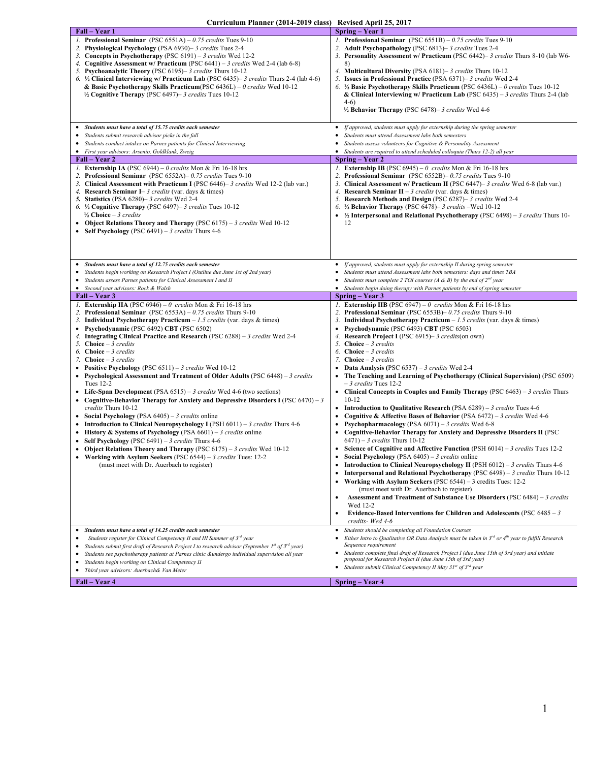# Curriculum Planner (2014-2019 class) Revised April 25, 2017

| Fall – Year 1 | Spring – Year 1 |
|---|---|
| 1. **Professional Seminar** (PSC 6551A) – *0.75 credits* Tues 9-10<br>2. **Physiological Psychology** (PSA 6930)– *3 credits* Tues 2-4<br>3. **Concepts in Psychotherapy** (PSC 6191) – *3 credits* Wed 12-2<br>4. **Cognitive Assessment w/ Practicum** (PSC 6441) – *3 credits* Wed 2-4 (lab 6-8)<br>5. **Psychoanalytic Theory** (PSC 6195)– *3 credits* Thurs 10-12<br>6. **½ Clinical Interviewing w/ Practicum Lab** (PSC 6435)– *3 credits* Thurs 2-4 (lab 4-6) **& Basic Psychotherapy Skills Practicum**(PSC 6436L) – *0 credits* Wed 10-12 **½ Cognitive Therapy** (PSC 6497)– *3 credits* Tues 10-12 | 1. **Professional Seminar** (PSC 6551B) – *0.75 credits* Tues 9-10<br>2. **Adult Psychopathology** (PSC 6813)– *3 credits* Tues 2-4<br>3. **Personality Assessment w/ Practicum** (PSC 6442)– *3 credits* Thurs 8-10 (lab W6-8)<br>4. **Multicultural Diversity** (PSA 6181)– *3 credits* Thurs 10-12<br>5. **Issues in Professional Practice** (PSA 6371)– *3 credits* Wed 2-4<br>6. **½ Basic Psychotherapy Skills Practicum** (PSC 6436L) – *0 credits* Tues 10-12 **& Clinical Interviewing w/ Practicum Lab** (PSC 6435) – *3 credits* Thurs 2-4 (lab 4-6) **½ Behavior Therapy** (PSC 6478)– *3 credits* Wed 4-6 |
| • ***Students must have a total of 15.75 credits each semester***<br>• *Students submit research advisor picks in the fall*<br>• *Students conduct intakes on Parnes patients for Clinical Interviewing*<br>• *First year advisors: Arsenio, Goldklank, Zweig* | • *If approved, students must apply for externship during the spring semester*<br>• *Students must attend Assessment labs both semesters*<br>• *Students assess volunteers for Cognitive & Personality Assessment*<br>• *Students are required to attend scheduled colloquia (Thurs 12-2) all year* |

| Fall – Year 2 | Spring – Year 2 |
|---|---|
| 1. **Externship IA** (PSC 6944) – *0 credits* Mon & Fri 16-18 hrs<br>2. **Professional Seminar** (PSC 6552A)– *0.75 credits* Tues 9-10<br>3. **Clinical Assessment with Practicum I** (PSC 6446)– *3 credits* Wed 12-2 (lab var.)<br>4. **Research Seminar I**– *3 credits* (var. days & times)<br>5. **Statistics** (PSA 6280)– *3 credits* Wed 2-4<br>6. **½ Cognitive Therapy** (PSC 6497)– *3 credits* Tues 10-12 **½ Choice** – *3 credits*<br>• **Object Relations Theory and Therapy** (PSC 6175) – *3 credits* Wed 10-12<br>• **Self Psychology** (PSC 6491) – *3 credits* Thurs 4-6 | 1. **Externship IB** (PSC 6945) – *0 credits* Mon & Fri 16-18 hrs<br>2. **Professional Seminar** (PSC 6552B)– *0.75 credits* Tues 9-10<br>3. **Clinical Assessment w/ Practicum II** (PSC 6447)– *3 credits* Wed 6-8 (lab var.)<br>4. **Research Seminar II** – *3 credits* (var. days & times)<br>5. **Research Methods and Design** (PSC 6287)– *3 credits* Wed 2-4<br>6. **½ Behavior Therapy** (PSC 6478)– *3 credits* –Wed 10-12<br>• **½ Interpersonal and Relational Psychotherapy** (PSC 6498) – *3 credits* Thurs 10-12 |
| • ***Students must have a total of 12.75 credits each semester***<br>• *Students begin working on Research Project I (Outline due June 1st of 2nd year)*<br>• *Students assess Parnes patients for Clinical Assessment I and II*<br>• *Second year advisors: Rock & Walsh* | • *If approved, students must apply for externship II during spring semester*<br>• *Students must attend Assessment labs both semesters: days and times TBA*<br>• *Students must complete 2 TOI courses (A & B) by the end of 2nd year*<br>• *Students begin doing therapy with Parnes patients by end of spring semester* |

| Fall – Year 3 | Spring – Year 3 |
|---|---|
| 1. **Externship IIA** (PSC 6946) – *0 credits* Mon & Fri 16-18 hrs<br>2. **Professional Seminar** (PSC 6553A) – *0.75 credits* Thurs 9-10<br>3. **Individual Psychotherapy Practicum** – *1.5 credits* (var. days & times)<br>• **Psychodynamic** (PSC 6492) **CBT** (PSC 6502)<br>4. **Integrating Clinical Practice and Research** (PSC 6288) – *3 credits* Wed 2-4<br>5. **Choice** – *3 credits*<br>6. **Choice** – *3 credits*<br>7. **Choice** – *3 credits*<br>• **Positive Psychology** (PSC 6511) – *3 credits* Wed 10-12<br>• **Psychological Assessment and Treatment of Older Adults** (PSC 6448) – *3 credits* Tues 12-2<br>• **Life-Span Development** (PSA 6515) – *3 credits* Wed 4-6 (two sections)<br>• **Cognitive-Behavior Therapy for Anxiety and Depressive Disorders I** (PSC 6470) – *3 credits* Thurs 10-12<br>• **Social Psychology** (PSA 6405) – *3 credits* online<br>• **Introduction to Clinical Neuropsychology I** (PSH 6011) – *3 credits* Thurs 4-6<br>• **History & Systems of Psychology** (PSA 6601) – *3 credits* online<br>• **Self Psychology** (PSC 6491) – *3 credits* Thurs 4-6<br>• **Object Relations Theory and Therapy** (PSC 6175) – *3 credits* Wed 10-12<br>• **Working with Asylum Seekers** (PSA 6544) – *3 credits* Tues: 12-2 (must meet with Dr. Auerbach to register) | 1. **Externship IIB** (PSC 6947) – *0 credits* Mon & Fri 16-18 hrs<br>2. **Professional Seminar** (PSC 6553B)– *0.75 credits* Thurs 9-10<br>3. **Individual Psychotherapy Practicum** – *1.5 credits* (var. days & times)<br>• **Psychodynamic** (PSC 6493) **CBT** (PSC 6503)<br>4. **Research Project I** (PSC 6915)– *3 credits*(on own)<br>5. **Choice** – *3 credits*<br>6. **Choice** – *3 credits*<br>7. **Choice** – *3 credits*<br>• **Data Analysis (**PSC 6537) – *3 credits* Wed 2-4<br>• **The Teaching and Learning of Psychotherapy (Clinical Supervision)** (PSC 6509) – *3 credits* Tues 12-2<br>• **Clinical Concepts in Couples and Family Therapy** (PSC 6463) – *3 credits* Thurs 10-12<br>• **Introduction to Qualitative Research** (PSA 6289) **–** *3 credits* Tues 4-6<br>• **Cognitive & Affective Bases of Behavior** (PSA 6472) – *3 credits* Wed 4-6<br>• **Psychopharmacology** (PSA 6071) – *3 credits* Wed 6-8<br>• **Cognitive-Behavior Therapy for Anxiety and Depressive Disorders II** (PSC 6471) – *3 credits* Thurs 10-12<br>• **Science of Cognitive and Affective Function** (PSH 6014) – *3 credits* Tues 12-2<br>• **Social Psychology** (PSA 6405) **–** *3 credits* online<br>• **Introduction to Clinical Neuropsychology II** (PSH 6012) – *3 credits* Thurs 4-6<br>• **Interpersonal and Relational Psychotherapy** (PSC 6498) – *3 credits* Thurs 10-12<br>• **Working with Asylum Seekers** (PSC 6544) – 3 credits Tues: 12-2 (must meet with Dr. Auerbach to register)<br>• **Assessment and Treatment of Substance Use Disorders** (PSC 6484) – *3 credits* Wed 12-2<br>• **Evidence-Based Interventions for Children and Adolescents** (PSC 6485 – *3 credits- Wed 4-6* |
| • ***Students must have a total of 14.25 credits each semester***<br>• *Students register for Clinical Competency II and III Summer of 3rd year*<br>• *Students submit first draft of Research Project I to research advisor (September 1st of 3rd year)*<br>• *Students see psychotherapy patients at Parnes clinic &undergo individual supervision all year*<br>• *Students begin working on Clinical Competency II*<br>• *Third year advisors: Auerbach& Van Meter* | • *Students should be completing all Foundation Courses*<br>• *Either Intro to Qualitative OR Data Analysis must be taken in 3rd or 4th year to fulfill Research Sequence requirement*<br>• *Students complete final draft of Research Project I (due June 15th of 3rd year) and initiate proposal for Research Project II (due June 15th of 3rd year)*<br>• *Students submit Clinical Competency II May 31st of 3rd year* |

| Fall – Year 4 | Spring – Year 4 |
|---|---|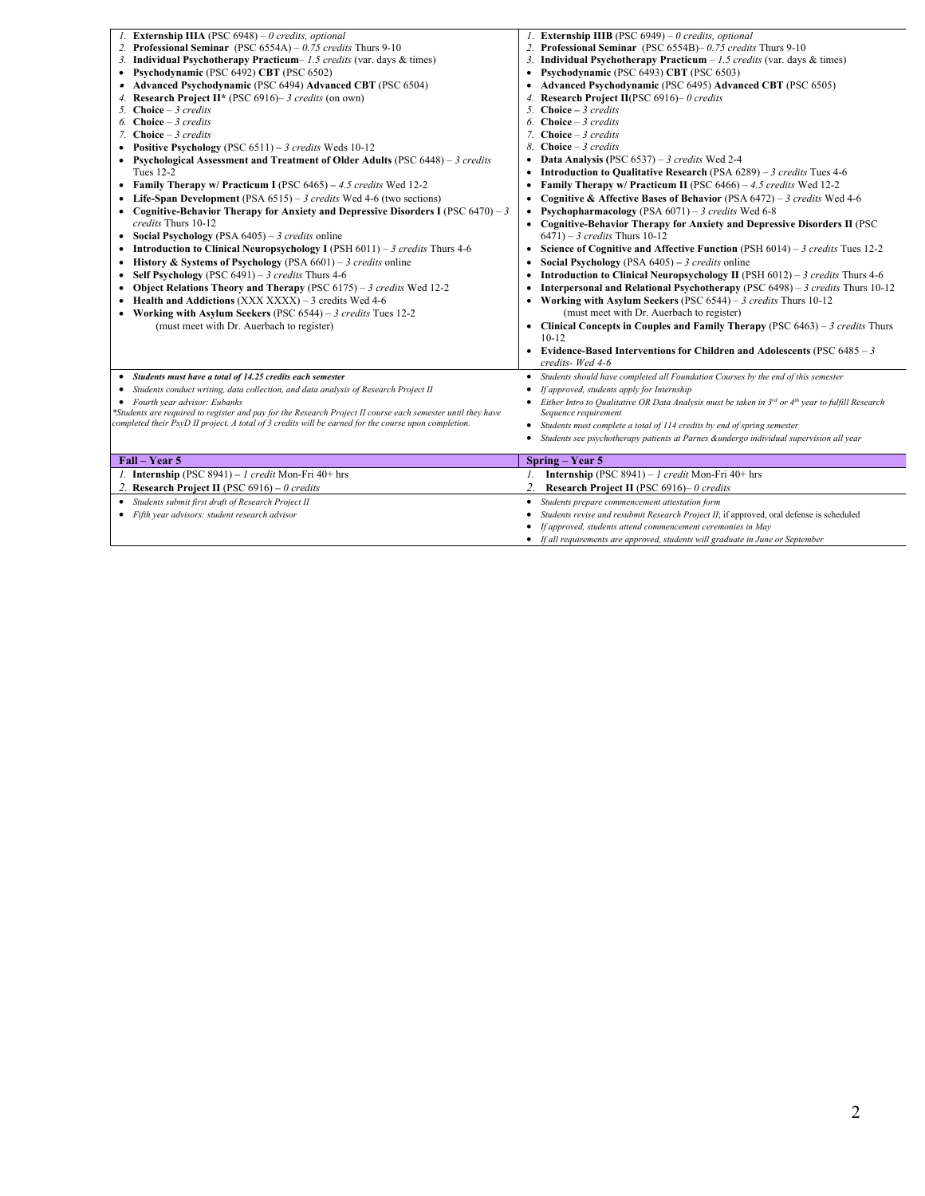| | |
|---|---|
| 1. **Externship IIIA** (PSC 6948) – *0 credits, optional*<br>2. **Professional Seminar** (PSC 6554A) – *0.75 credits* Thurs 9-10<br>3. **Individual Psychotherapy Practicum**– *1.5 credits* (var. days & times)<br>• **Psychodynamic** (PSC 6492) **CBT** (PSC 6502)<br>• **Advanced Psychodynamic** (PSC 6494) **Advanced CBT** (PSC 6504)<br>4. **Research Project II*** (PSC 6916)– *3 credits* (on own)<br>5. **Choice** – *3 credits*<br>6. **Choice** – *3 credits*<br>7. **Choice** – *3 credits*<br>• **Positive Psychology** (PSC 6511) **–** *3 credits* Weds 10-12<br>• **Psychological Assessment and Treatment of Older Adults** (PSC 6448) – *3 credits* Tues 12-2<br>• **Family Therapy w/ Practicum I** (PSC 6465) **–** *4.5 credits* Wed 12-2<br>• **Life-Span Development** (PSA 6515) – *3 credits* Wed 4-6 (two sections)<br>• **Cognitive-Behavior Therapy for Anxiety and Depressive Disorders I** (PSC 6470) – *3 credits* Thurs 10-12<br>• **Social Psychology** (PSA 6405) – *3 credits* online<br>• **Introduction to Clinical Neuropsychology I** (PSH 6011) – *3 credits* Thurs 4-6<br>• **History & Systems of Psychology** (PSA 6601) – *3 credits* online<br>• **Self Psychology** (PSC 6491) – *3 credits* Thurs 4-6<br>• **Object Relations Theory and Therapy** (PSC 6175) – *3 credits* Wed 12-2<br>• **Health and Addictions** (XXX XXXX) – 3 credits Wed 4-6<br>• **Working with Asylum Seekers** (PSC 6544) – *3 credits* Tues 12-2<br>(must meet with Dr. Auerbach to register) | 1. **Externship IIIB** (PSC 6949) – *0 credits, optional*<br>2. **Professional Seminar** (PSC 6554B)– *0.75 credits* Thurs 9-10<br>3. **Individual Psychotherapy Practicum** – *1.5 credits* (var. days & times)<br>• **Psychodynamic** (PSC 6493) **CBT** (PSC 6503)<br>• **Advanced Psychodynamic** (PSC 6495) **Advanced CBT** (PSC 6505)<br>4. **Research Project II**(PSC 6916)– *0 credits*<br>5. **Choice** – *3 credits*<br>6. **Choice** – *3 credits*<br>7. **Choice** – *3 credits*<br>8. **Choice** – *3 credits*<br>• **Data Analysis (**PSC 6537) – *3 credits* Wed 2-4<br>• **Introduction to Qualitative Research** (PSA 6289) – *3 credits* Tues 4-6<br>• **Family Therapy w/ Practicum II** (PSC 6466) – *4.5 credits* Wed 12-2<br>• **Cognitive & Affective Bases of Behavior** (PSA 6472) – *3 credits* Wed 4-6<br>• **Psychopharmacology** (PSA 6071) – *3 credits* Wed 6-8<br>• **Cognitive-Behavior Therapy for Anxiety and Depressive Disorders II** (PSC 6471) – *3 credits* Thurs 10-12<br>• **Science of Cognitive and Affective Function** (PSH 6014) – *3 credits* Tues 12-2<br>• **Social Psychology** (PSA 6405) **–** *3 credits* online<br>• **Introduction to Clinical Neuropsychology II** (PSH 6012) – *3 credits* Thurs 4-6<br>• **Interpersonal and Relational Psychotherapy** (PSC 6498) – *3 credits* Thurs 10-12<br>• **Working with Asylum Seekers** (PSC 6544) – *3 credits* Thurs 10-12<br>(must meet with Dr. Auerbach to register)<br>• **Clinical Concepts in Couples and Family Therapy** (PSC 6463) – *3 credits* Thurs 10-12<br>• **Evidence-Based Interventions for Children and Adolescents** (PSC 6485 – *3 credits- Wed 4-6* |
| • ***Students must have a total of 14.25 credits each semester***<br>• *Students conduct writing, data collection, and data analysis of Research Project II*<br>• *Fourth year advisor: Eubanks*<br>*\*Students are required to register and pay for the Research Project II course each semester until they have completed their PsyD II project. A total of 3 credits will be earned for the course upon completion.* | • *Students should have completed all Foundation Courses by the end of this semester*<br>• *If approved, students apply for Internship*<br>• *Either Intro to Qualitative OR Data Analysis must be taken in 3rd or 4th year to fulfill Research Sequence requirement*<br>• *Students must complete a total of 114 credits by end of spring semester*<br>• *Students see psychotherapy patients at Parnes &undergo individual supervision all year* |
| **Fall – Year 5** | **Spring – Year 5** |
| 1. **Internship** (PSC 8941) **–** *1 credit* Mon-Fri 40+ hrs<br>2. **Research Project II** (PSC 6916) **–** *0 credits* | 1. **Internship** (PSC 8941) – *1 credit* Mon-Fri 40+ hrs<br>2. **Research Project II** (PSC 6916)– *0 credits* |
| • *Students submit first draft of Research Project II*<br>• *Fifth year advisors: student research advisor* | • *Students prepare commencement attestation form*<br>• *Students revise and resubmit Research Project II*; if approved, oral defense is scheduled<br>• *If approved, students attend commencement ceremonies in May*<br>• *If all requirements are approved, students will graduate in June or September* |